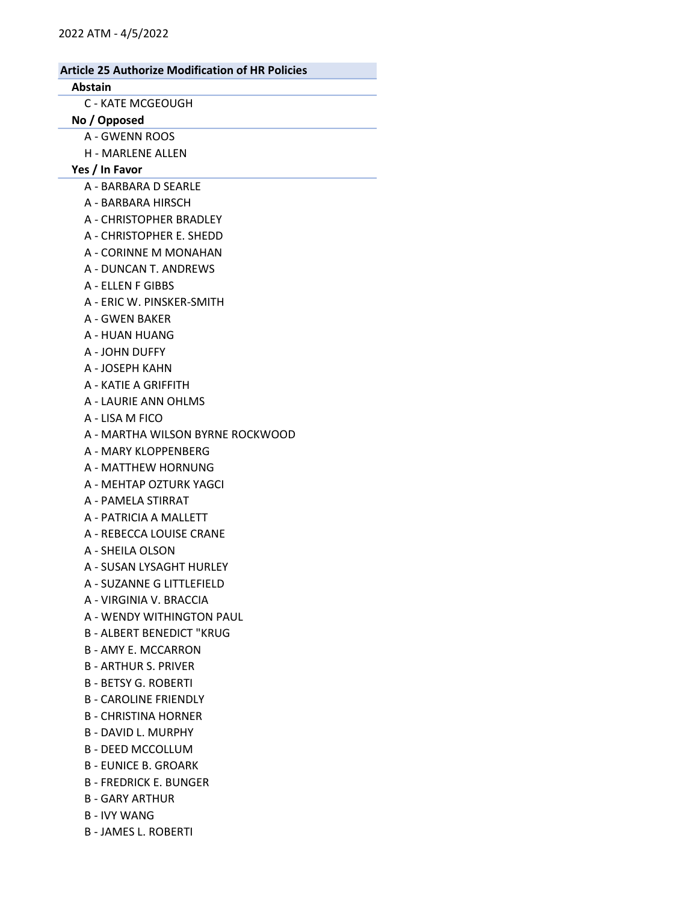2022 ATM - 4/5/2022

## Article 25 Authorize Modification of HR Policies

### Abstain

- C - KATE MCGEOUGH

### No / Opposed

- A - GWENN ROOS
- H - MARLENE ALLEN

### Yes / In Favor

- A - BARBARA D SEARLE
- A - BARBARA HIRSCH
- A - CHRISTOPHER BRADLEY
- A - CHRISTOPHER E. SHEDD
- A - CORINNE M MONAHAN
- A - DUNCAN T. ANDREWS
- A - ELLEN F GIBBS
- A - ERIC W. PINSKER-SMITH
- A - GWEN BAKER
- A - HUAN HUANG
- A - JOHN DUFFY
- A - JOSEPH KAHN
- A - KATIE A GRIFFITH
- A - LAURIE ANN OHLMS
- A - LISA M FICO
- A - MARTHA WILSON BYRNE ROCKWOOD
- A - MARY KLOPPENBERG
- A - MATTHEW HORNUNG
- A - MEHTAP OZTURK YAGCI
- A - PAMELA STIRRAT
- A - PATRICIA A MALLETT
- A - REBECCA LOUISE CRANE
- A - SHEILA OLSON
- A - SUSAN LYSAGHT HURLEY
- A - SUZANNE G LITTLEFIELD
- A - VIRGINIA V. BRACCIA
- A - WENDY WITHINGTON PAUL
- B - ALBERT BENEDICT "KRUG
- B - AMY E. MCCARRON
- B - ARTHUR S. PRIVER
- B - BETSY G. ROBERTI
- B - CAROLINE FRIENDLY
- B - CHRISTINA HORNER
- B - DAVID L. MURPHY
- B - DEED MCCOLLUM
- B - EUNICE B. GROARK
- B - FREDRICK E. BUNGER
- B - GARY ARTHUR
- B - IVY WANG
- B - JAMES L. ROBERTI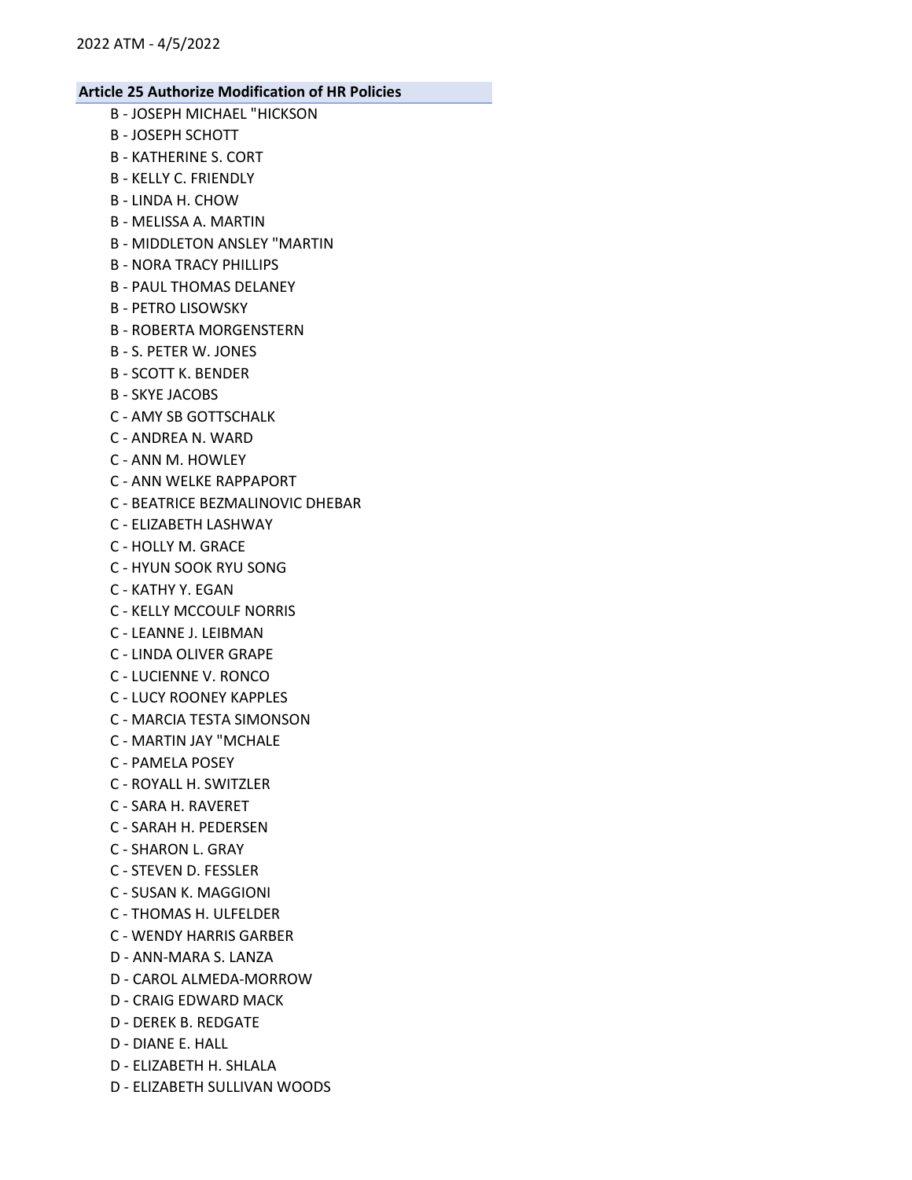### Article 25 Authorize Modification of HR Policies

B - JOSEPH MICHAEL "HICKSON
B - JOSEPH SCHOTT
B - KATHERINE S. CORT
B - KELLY C. FRIENDLY
B - LINDA H. CHOW
B - MELISSA A. MARTIN
B - MIDDLETON ANSLEY "MARTIN
B - NORA TRACY PHILLIPS
B - PAUL THOMAS DELANEY
B - PETRO LISOWSKY
B - ROBERTA MORGENSTERN
B - S. PETER W. JONES
B - SCOTT K. BENDER
B - SKYE JACOBS
C - AMY SB GOTTSCHALK
C - ANDREA N. WARD
C - ANN M. HOWLEY
C - ANN WELKE RAPPAPORT
C - BEATRICE BEZMALINOVIC DHEBAR
C - ELIZABETH LASHWAY
C - HOLLY M. GRACE
C - HYUN SOOK RYU SONG
C - KATHY Y. EGAN
C - KELLY MCCOULF NORRIS
C - LEANNE J. LEIBMAN
C - LINDA OLIVER GRAPE
C - LUCIENNE V. RONCO
C - LUCY ROONEY KAPPLES
C - MARCIA TESTA SIMONSON
C - MARTIN JAY "MCHALE
C - PAMELA POSEY
C - ROYALL H. SWITZLER
C - SARA H. RAVERET
C - SARAH H. PEDERSEN
C - SHARON L. GRAY
C - STEVEN D. FESSLER
C - SUSAN K. MAGGIONI
C - THOMAS H. ULFELDER
C - WENDY HARRIS GARBER
D - ANN-MARA S. LANZA
D - CAROL ALMEDA-MORROW
D - CRAIG EDWARD MACK
D - DEREK B. REDGATE
D - DIANE E. HALL
D - ELIZABETH H. SHLALA
D - ELIZABETH SULLIVAN WOODS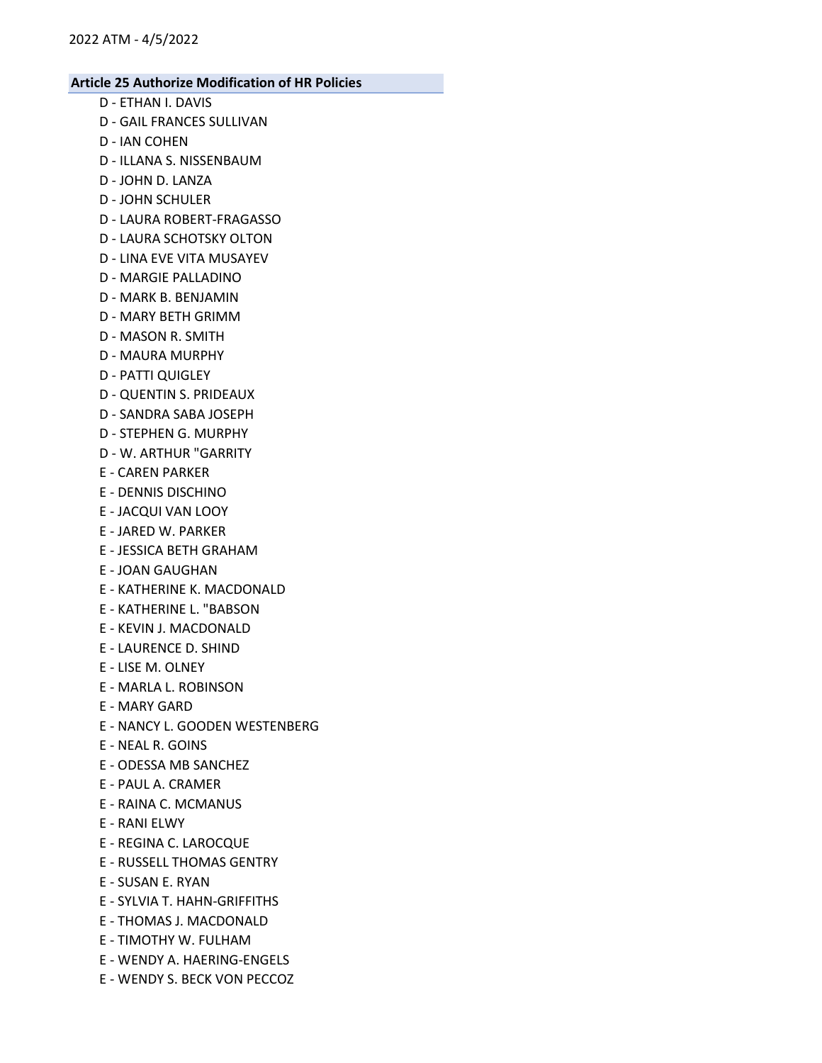**Article 25 Authorize Modification of HR Policies**

D - ETHAN I. DAVIS
D - GAIL FRANCES SULLIVAN
D - IAN COHEN
D - ILLANA S. NISSENBAUM
D - JOHN D. LANZA
D - JOHN SCHULER
D - LAURA ROBERT-FRAGASSO
D - LAURA SCHOTSKY OLTON
D - LINA EVE VITA MUSAYEV
D - MARGIE PALLADINO
D - MARK B. BENJAMIN
D - MARY BETH GRIMM
D - MASON R. SMITH
D - MAURA MURPHY
D - PATTI QUIGLEY
D - QUENTIN S. PRIDEAUX
D - SANDRA SABA JOSEPH
D - STEPHEN G. MURPHY
D - W. ARTHUR "GARRITY
E - CAREN PARKER
E - DENNIS DISCHINO
E - JACQUI VAN LOOY
E - JARED W. PARKER
E - JESSICA BETH GRAHAM
E - JOAN GAUGHAN
E - KATHERINE K. MACDONALD
E - KATHERINE L. "BABSON
E - KEVIN J. MACDONALD
E - LAURENCE D. SHIND
E - LISE M. OLNEY
E - MARLA L. ROBINSON
E - MARY GARD
E - NANCY L. GOODEN WESTENBERG
E - NEAL R. GOINS
E - ODESSA MB SANCHEZ
E - PAUL A. CRAMER
E - RAINA C. MCMANUS
E - RANI ELWY
E - REGINA C. LAROCQUE
E - RUSSELL THOMAS GENTRY
E - SUSAN E. RYAN
E - SYLVIA T. HAHN-GRIFFITHS
E - THOMAS J. MACDONALD
E - TIMOTHY W. FULHAM
E - WENDY A. HAERING-ENGELS
E - WENDY S. BECK VON PECCOZ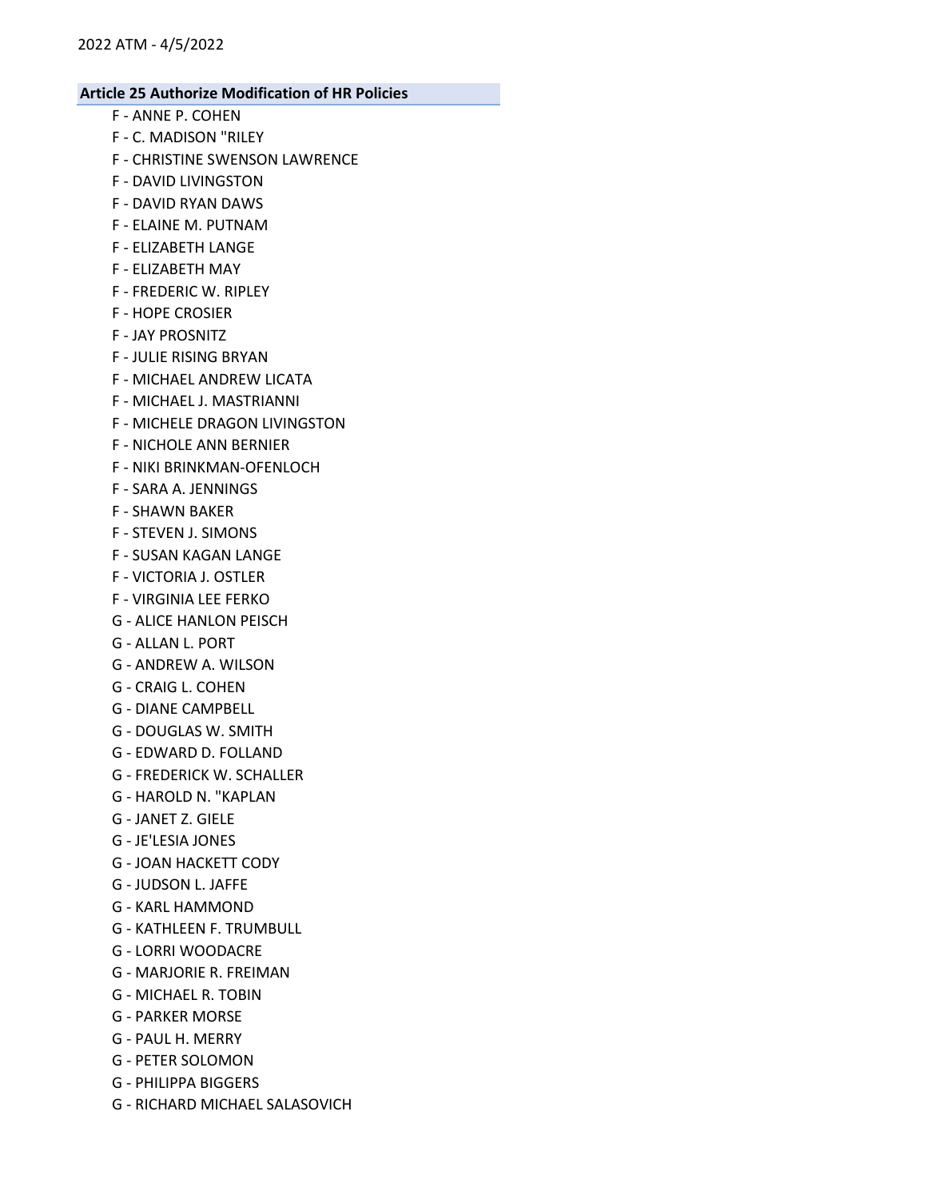## Article 25 Authorize Modification of HR Policies

F - ANNE P. COHEN
F - C. MADISON "RILEY
F - CHRISTINE SWENSON LAWRENCE
F - DAVID LIVINGSTON
F - DAVID RYAN DAWS
F - ELAINE M. PUTNAM
F - ELIZABETH LANGE
F - ELIZABETH MAY
F - FREDERIC W. RIPLEY
F - HOPE CROSIER
F - JAY PROSNITZ
F - JULIE RISING BRYAN
F - MICHAEL ANDREW LICATA
F - MICHAEL J. MASTRIANNI
F - MICHELE DRAGON LIVINGSTON
F - NICHOLE ANN BERNIER
F - NIKI BRINKMAN-OFENLOCH
F - SARA A. JENNINGS
F - SHAWN BAKER
F - STEVEN J. SIMONS
F - SUSAN KAGAN LANGE
F - VICTORIA J. OSTLER
F - VIRGINIA LEE FERKO
G - ALICE HANLON PEISCH
G - ALLAN L. PORT
G - ANDREW A. WILSON
G - CRAIG L. COHEN
G - DIANE CAMPBELL
G - DOUGLAS W. SMITH
G - EDWARD D. FOLLAND
G - FREDERICK W. SCHALLER
G - HAROLD N. "KAPLAN
G - JANET Z. GIELE
G - JE'LESIA JONES
G - JOAN HACKETT CODY
G - JUDSON L. JAFFE
G - KARL HAMMOND
G - KATHLEEN F. TRUMBULL
G - LORRI WOODACRE
G - MARJORIE R. FREIMAN
G - MICHAEL R. TOBIN
G - PARKER MORSE
G - PAUL H. MERRY
G - PETER SOLOMON
G - PHILIPPA BIGGERS
G - RICHARD MICHAEL SALASOVICH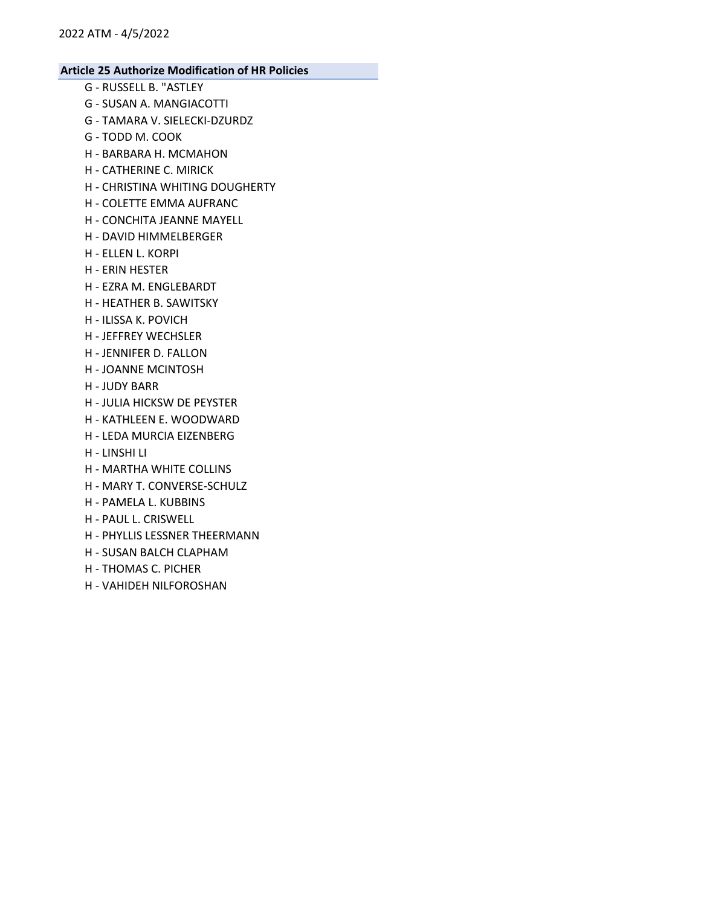## Article 25 Authorize Modification of HR Policies

G - RUSSELL B. "ASTLEY
G - SUSAN A. MANGIACOTTI
G - TAMARA V. SIELECKI-DZURDZ
G - TODD M. COOK
H - BARBARA H. MCMAHON
H - CATHERINE C. MIRICK
H - CHRISTINA WHITING DOUGHERTY
H - COLETTE EMMA AUFRANC
H - CONCHITA JEANNE MAYELL
H - DAVID HIMMELBERGER
H - ELLEN L. KORPI
H - ERIN HESTER
H - EZRA M. ENGLEBARDT
H - HEATHER B. SAWITSKY
H - ILISSA K. POVICH
H - JEFFREY WECHSLER
H - JENNIFER D. FALLON
H - JOANNE MCINTOSH
H - JUDY BARR
H - JULIA HICKSW DE PEYSTER
H - KATHLEEN E. WOODWARD
H - LEDA MURCIA EIZENBERG
H - LINSHI LI
H - MARTHA WHITE COLLINS
H - MARY T. CONVERSE-SCHULZ
H - PAMELA L. KUBBINS
H - PAUL L. CRISWELL
H - PHYLLIS LESSNER THEERMANN
H - SUSAN BALCH CLAPHAM
H - THOMAS C. PICHER
H - VAHIDEH NILFOROSHAN